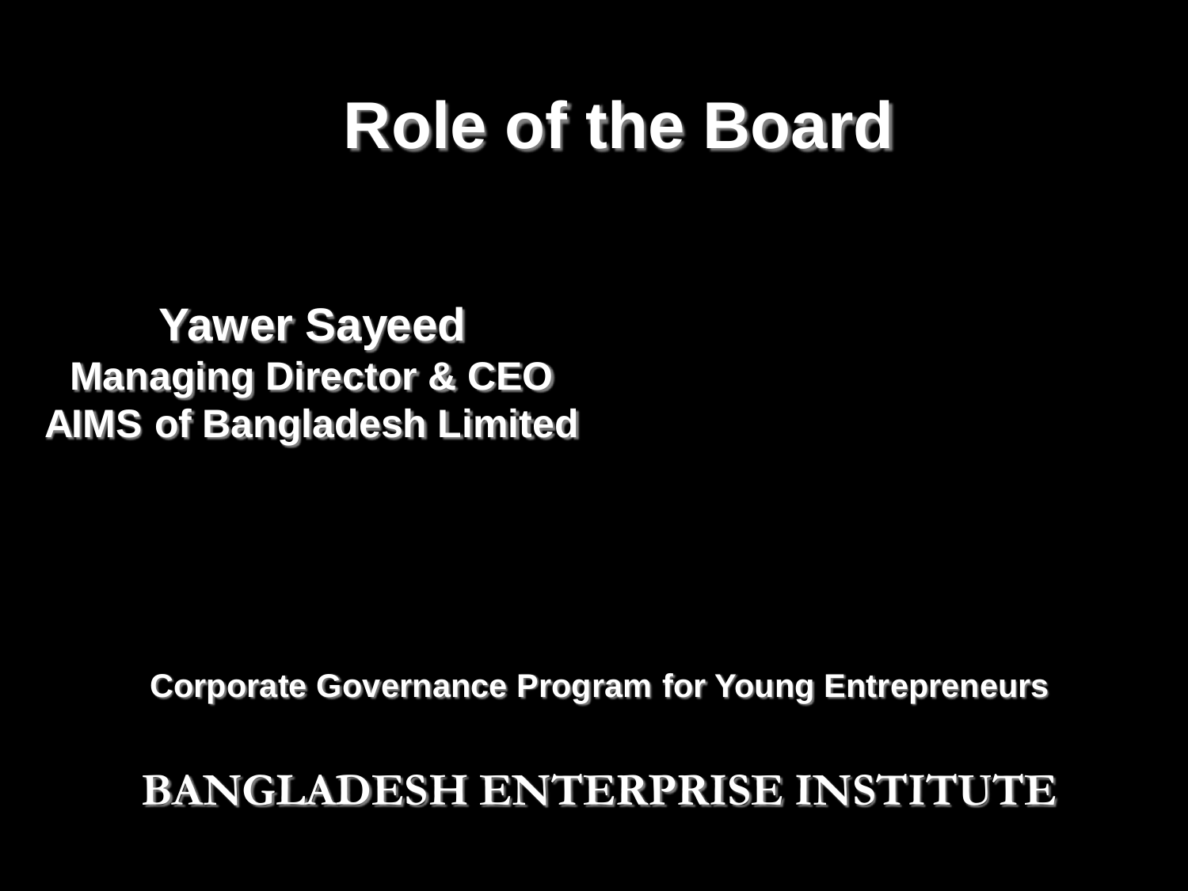# Role of the Board

**Yawer Sayeed**
**Managing Director & CEO**
**AIMS of Bangladesh Limited**

**Corporate Governance Program for Young Entrepreneurs**

**BANGLADESH ENTERPRISE INSTITUTE**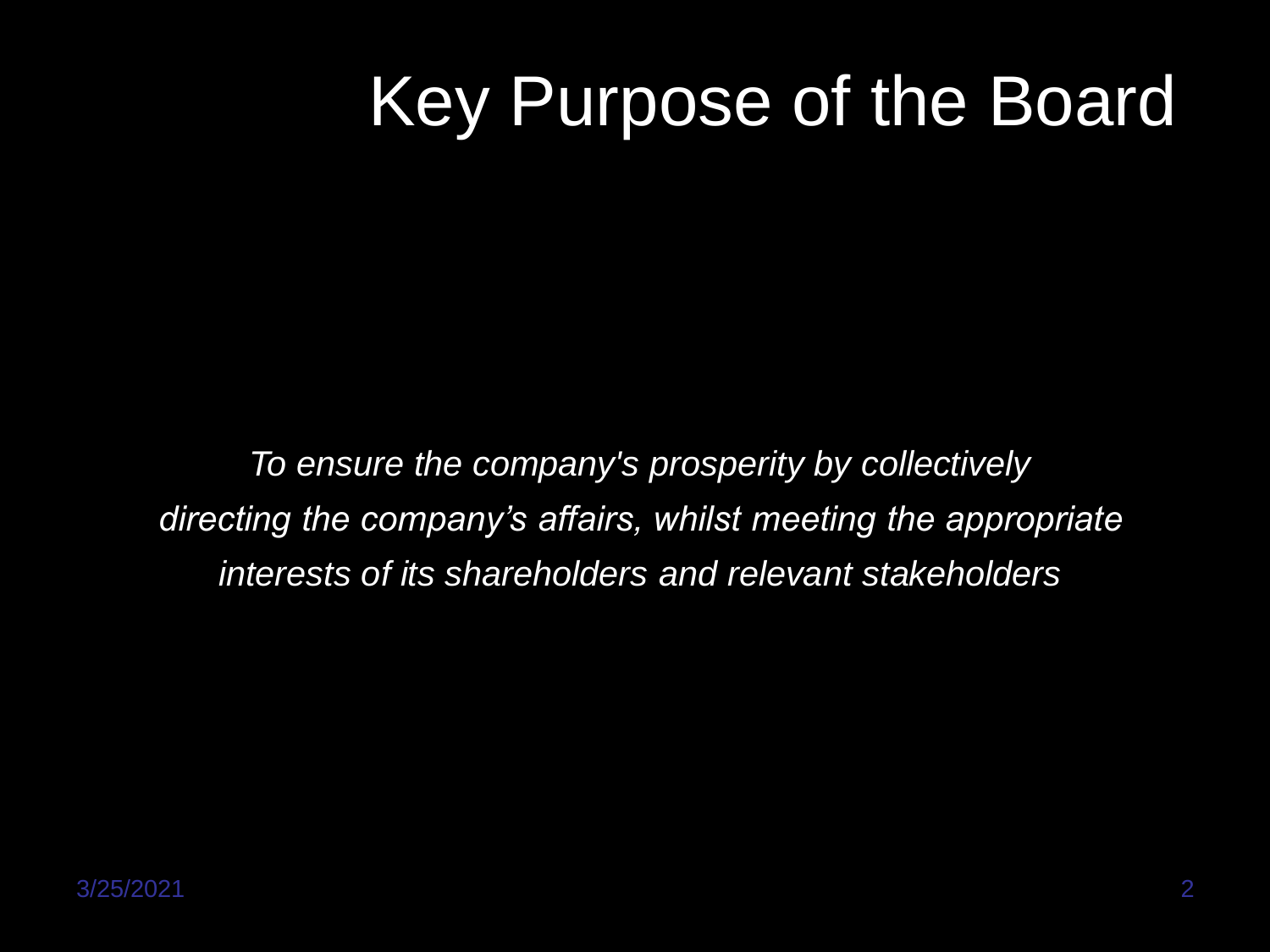# Key Purpose of the Board

*To ensure the company's prosperity by collectively directing the company's affairs, whilst meeting the appropriate interests of its shareholders and relevant stakeholders*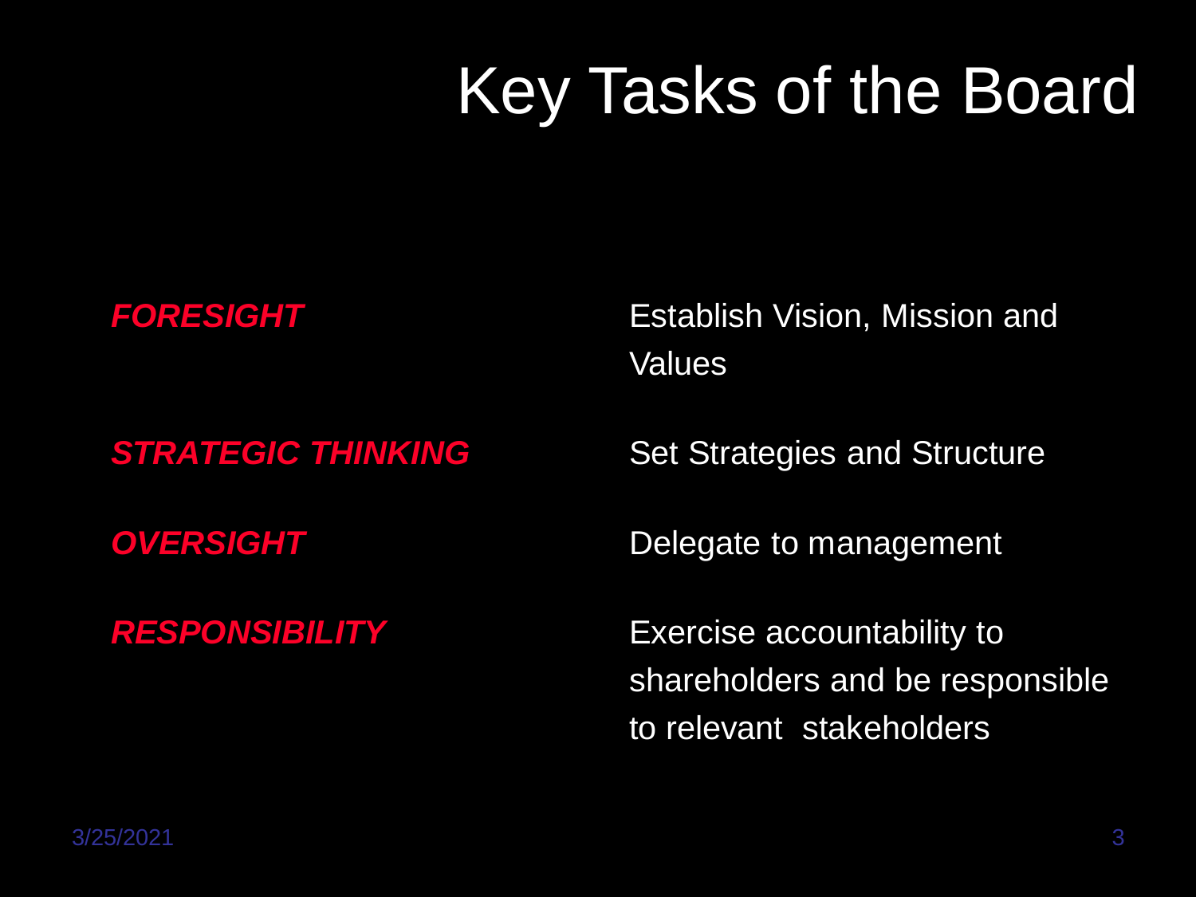# Key Tasks of the Board

| | |
|---|---|
| ***FORESIGHT*** | Establish Vision, Mission and Values |
| ***STRATEGIC THINKING*** | Set Strategies and Structure |
| ***OVERSIGHT*** | Delegate to management |
| ***RESPONSIBILITY*** | Exercise accountability to shareholders and be responsible to relevant stakeholders |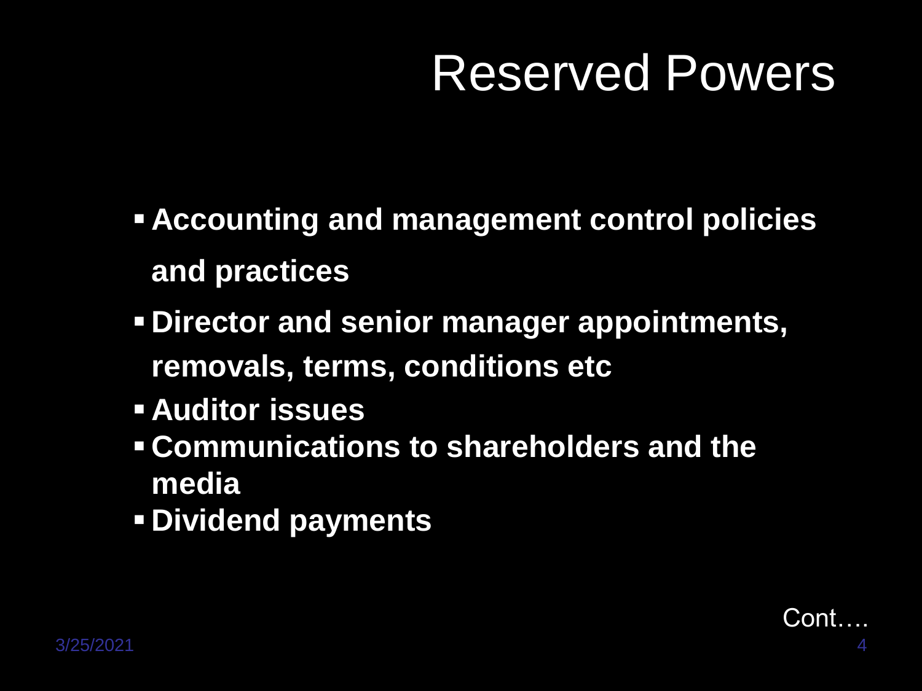# Reserved Powers

- **Accounting and management control policies and practices**
- **Director and senior manager appointments, removals, terms, conditions etc**
- **Auditor issues**
- **Communications to shareholders and the media**
- **Dividend payments**

Cont….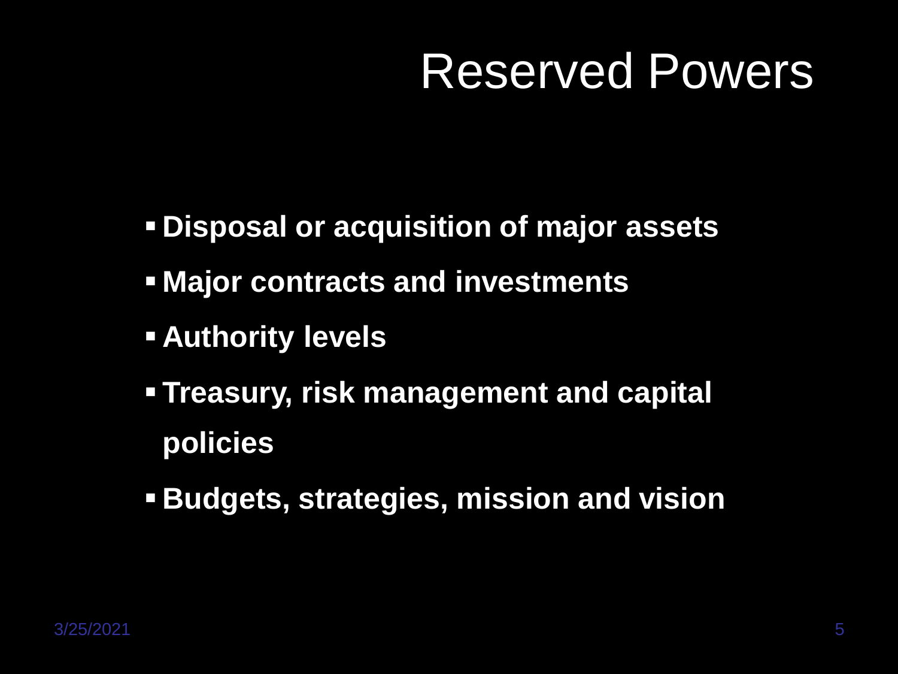# Reserved Powers

- **Disposal or acquisition of major assets**
- **Major contracts and investments**
- **Authority levels**
- **Treasury, risk management and capital policies**
- **Budgets, strategies, mission and vision**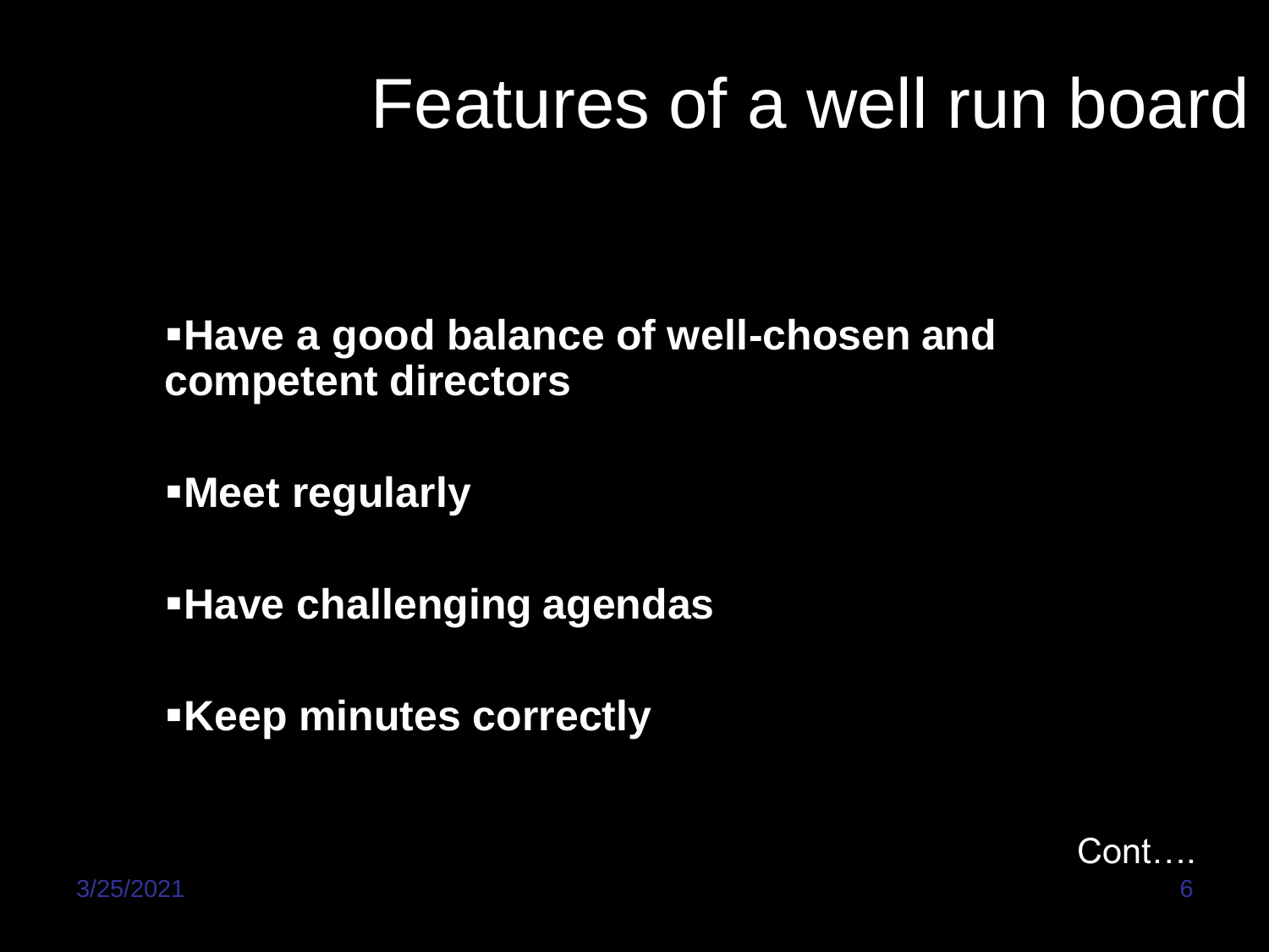# Features of a well run board

- **Have a good balance of well-chosen and competent directors**
- **Meet regularly**
- **Have challenging agendas**
- **Keep minutes correctly**

Cont….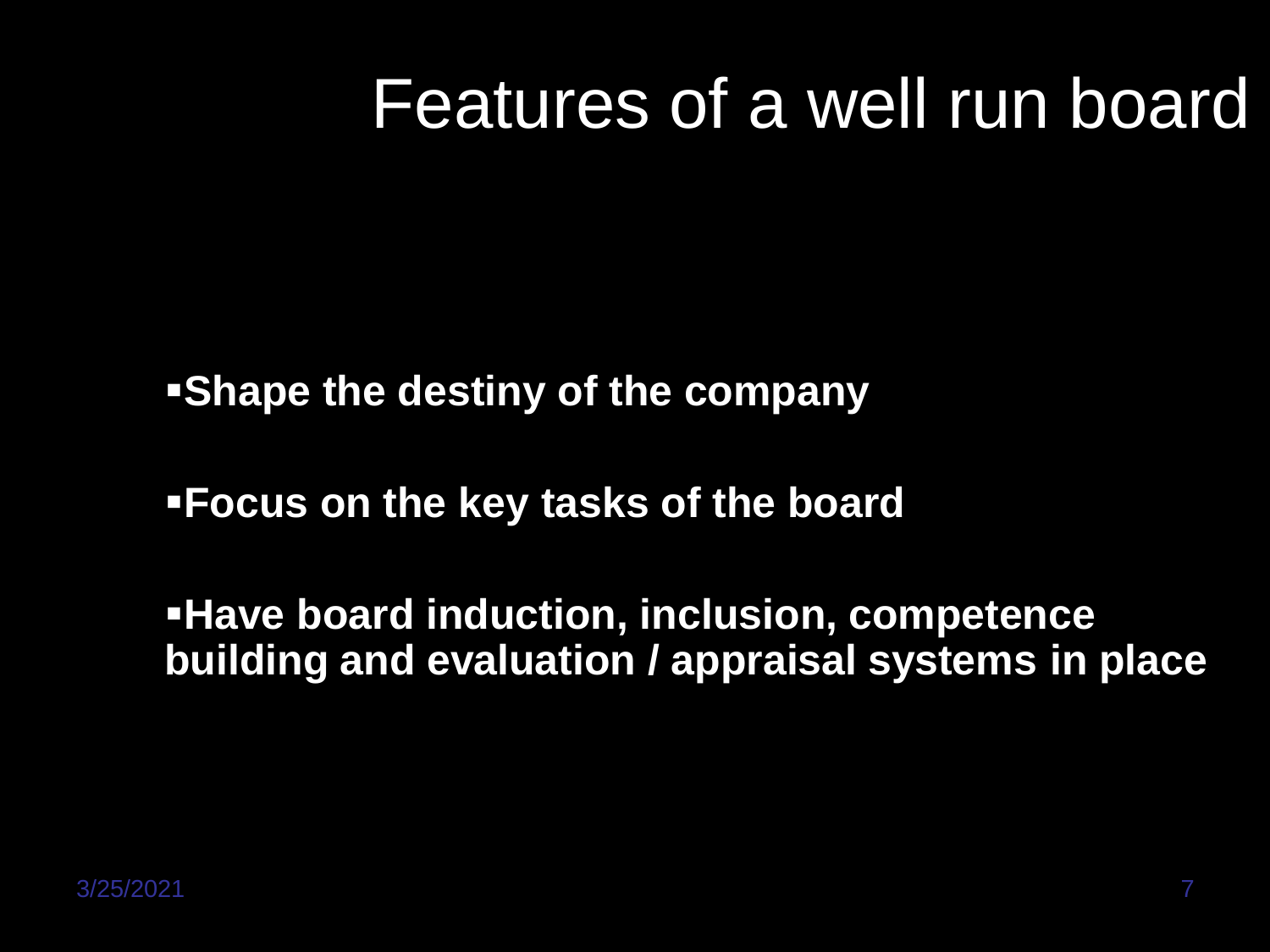# Features of a well run board

- **Shape the destiny of the company**
- **Focus on the key tasks of the board**
- **Have board induction, inclusion, competence building and evaluation / appraisal systems in place**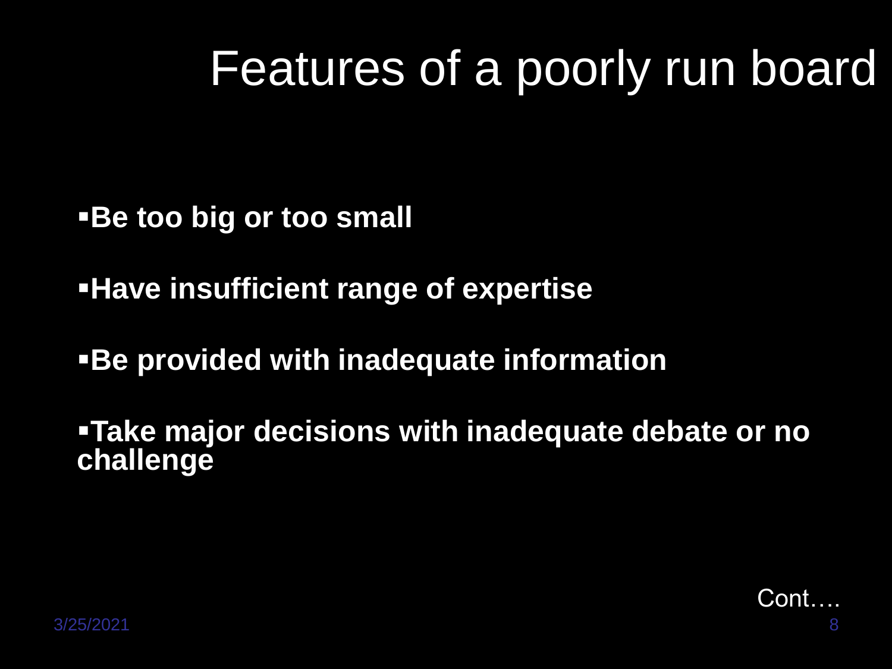# Features of a poorly run board

- **Be too big or too small**
- **Have insufficient range of expertise**
- **Be provided with inadequate information**
- **Take major decisions with inadequate debate or no challenge**

Cont….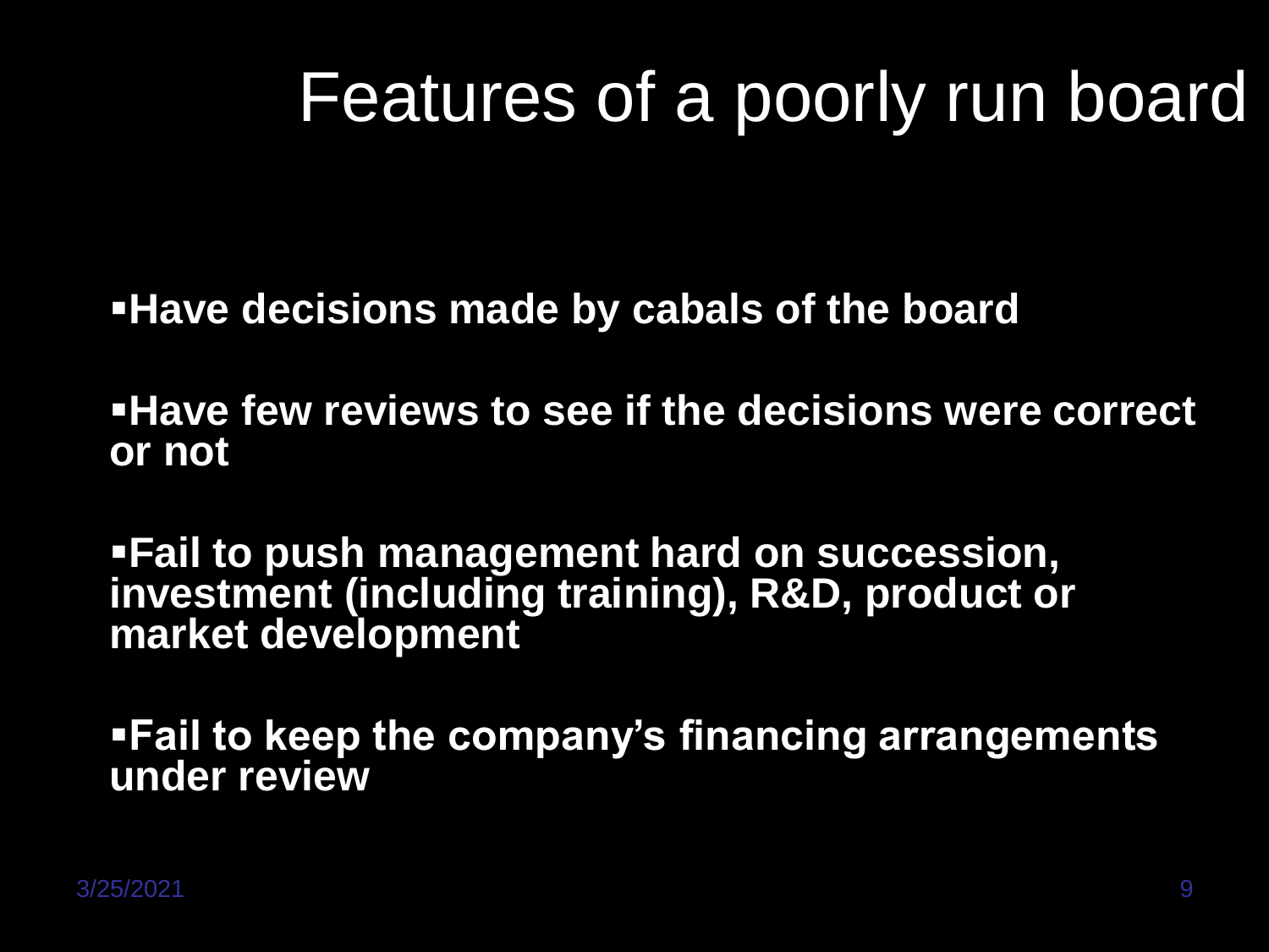# Features of a poorly run board

- **Have decisions made by cabals of the board**
- **Have few reviews to see if the decisions were correct or not**
- **Fail to push management hard on succession, investment (including training), R&D, product or market development**
- **Fail to keep the company's financing arrangements under review**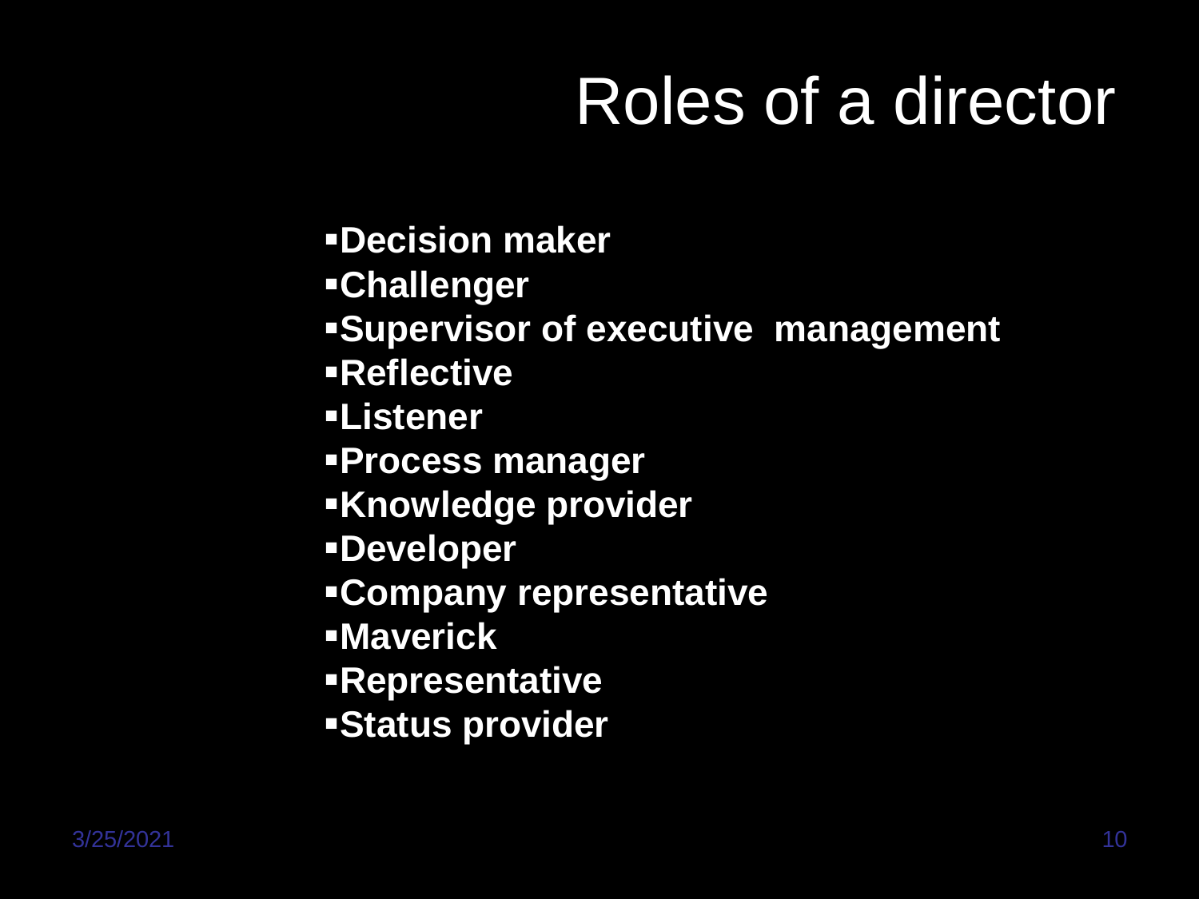# Roles of a director

- **Decision maker**
- **Challenger**
- **Supervisor of executive management**
- **Reflective**
- **Listener**
- **Process manager**
- **Knowledge provider**
- **Developer**
- **Company representative**
- **Maverick**
- **Representative**
- **Status provider**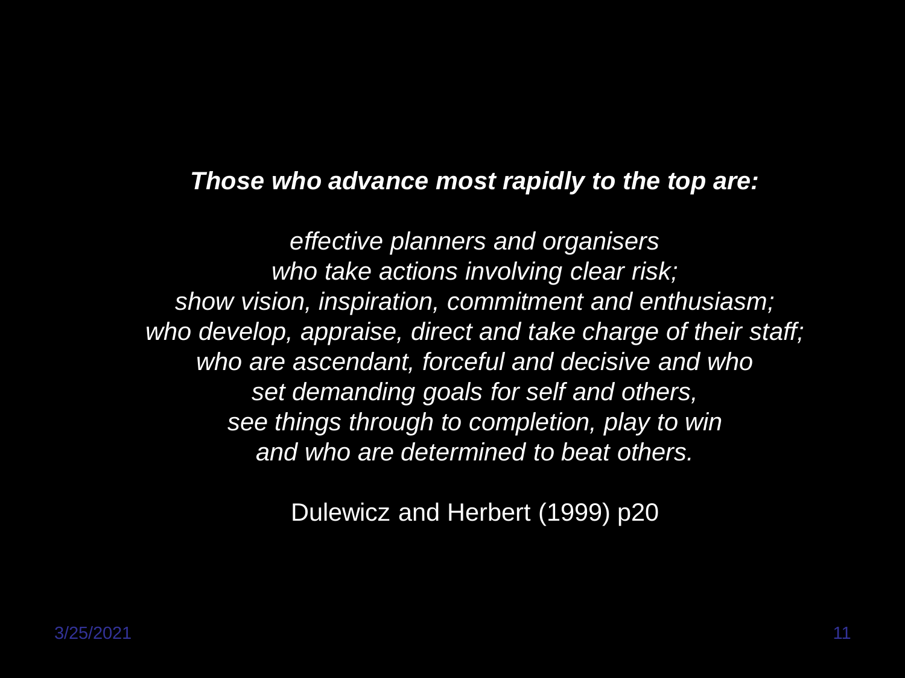***Those who advance most rapidly to the top are:***

*effective planners and organisers*
*who take actions involving clear risk;*
*show vision, inspiration, commitment and enthusiasm;*
*who develop, appraise, direct and take charge of their staff;*
*who are ascendant, forceful and decisive and who*
*set demanding goals for self and others,*
*see things through to completion, play to win*
*and who are determined to beat others.*

Dulewicz and Herbert (1999) p20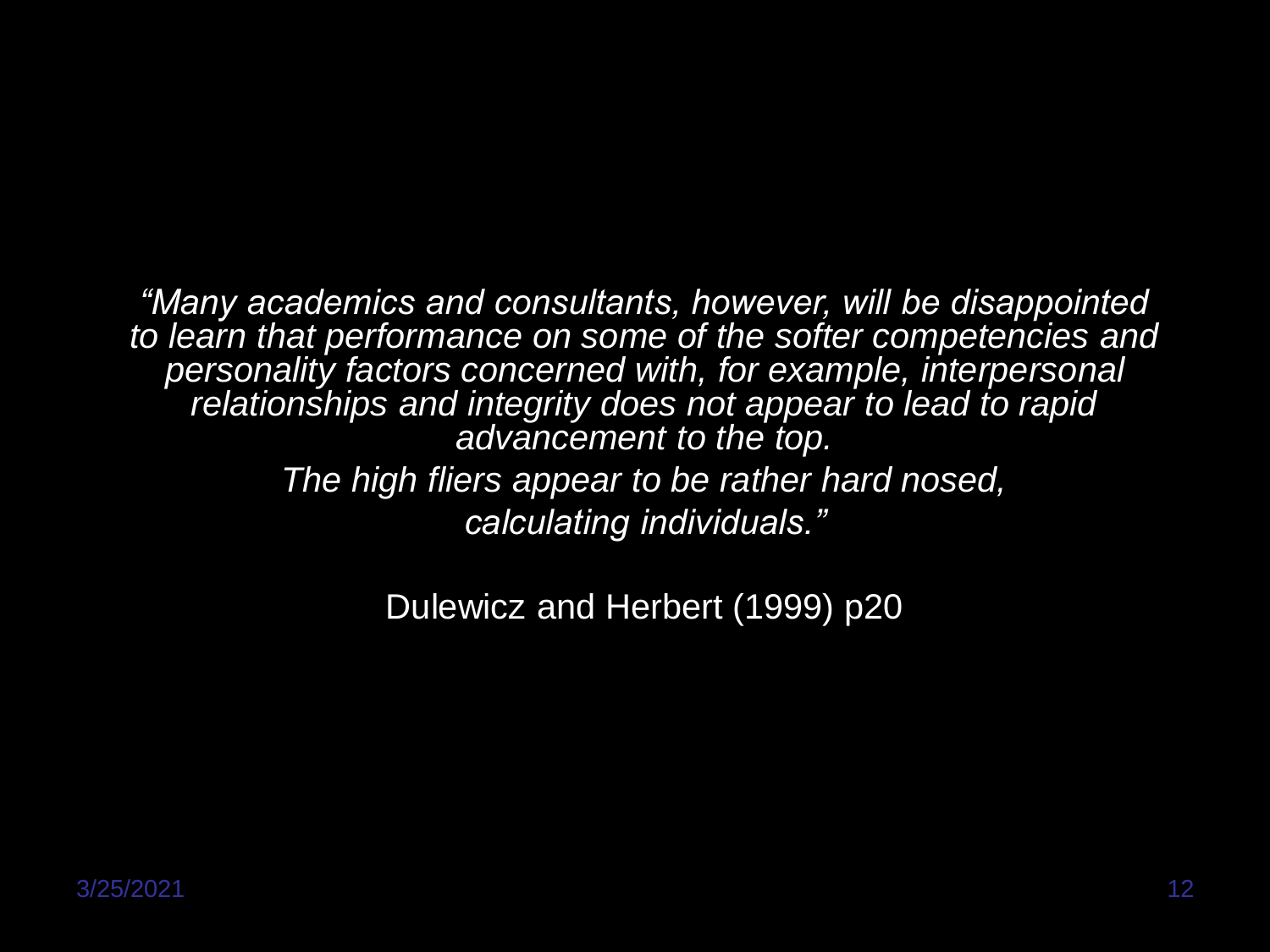*"Many academics and consultants, however, will be disappointed to learn that performance on some of the softer competencies and personality factors concerned with, for example, interpersonal relationships and integrity does not appear to lead to rapid advancement to the top.*

*The high fliers appear to be rather hard nosed, calculating individuals."*

Dulewicz and Herbert (1999) p20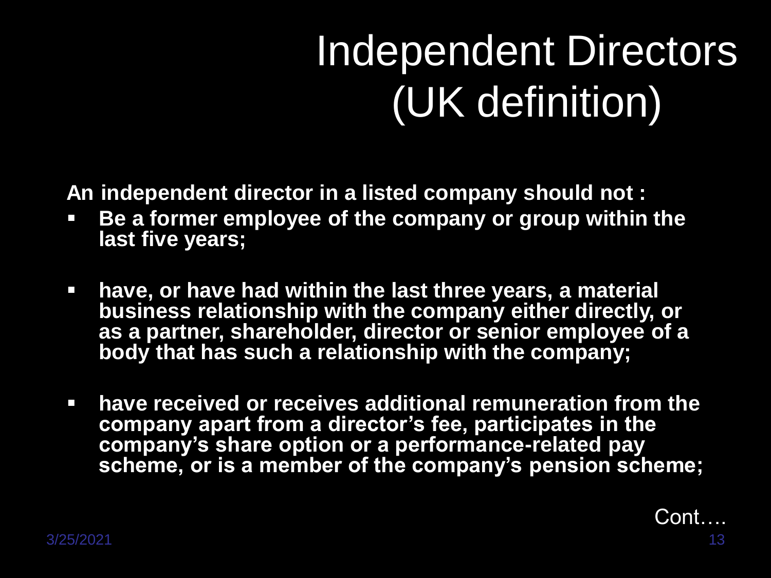# Independent Directors (UK definition)

**An independent director in a listed company should not :**

- **Be a former employee of the company or group within the last five years;**
- **have, or have had within the last three years, a material business relationship with the company either directly, or as a partner, shareholder, director or senior employee of a body that has such a relationship with the company;**
- **have received or receives additional remuneration from the company apart from a director's fee, participates in the company's share option or a performance-related pay scheme, or is a member of the company's pension scheme;**

Cont….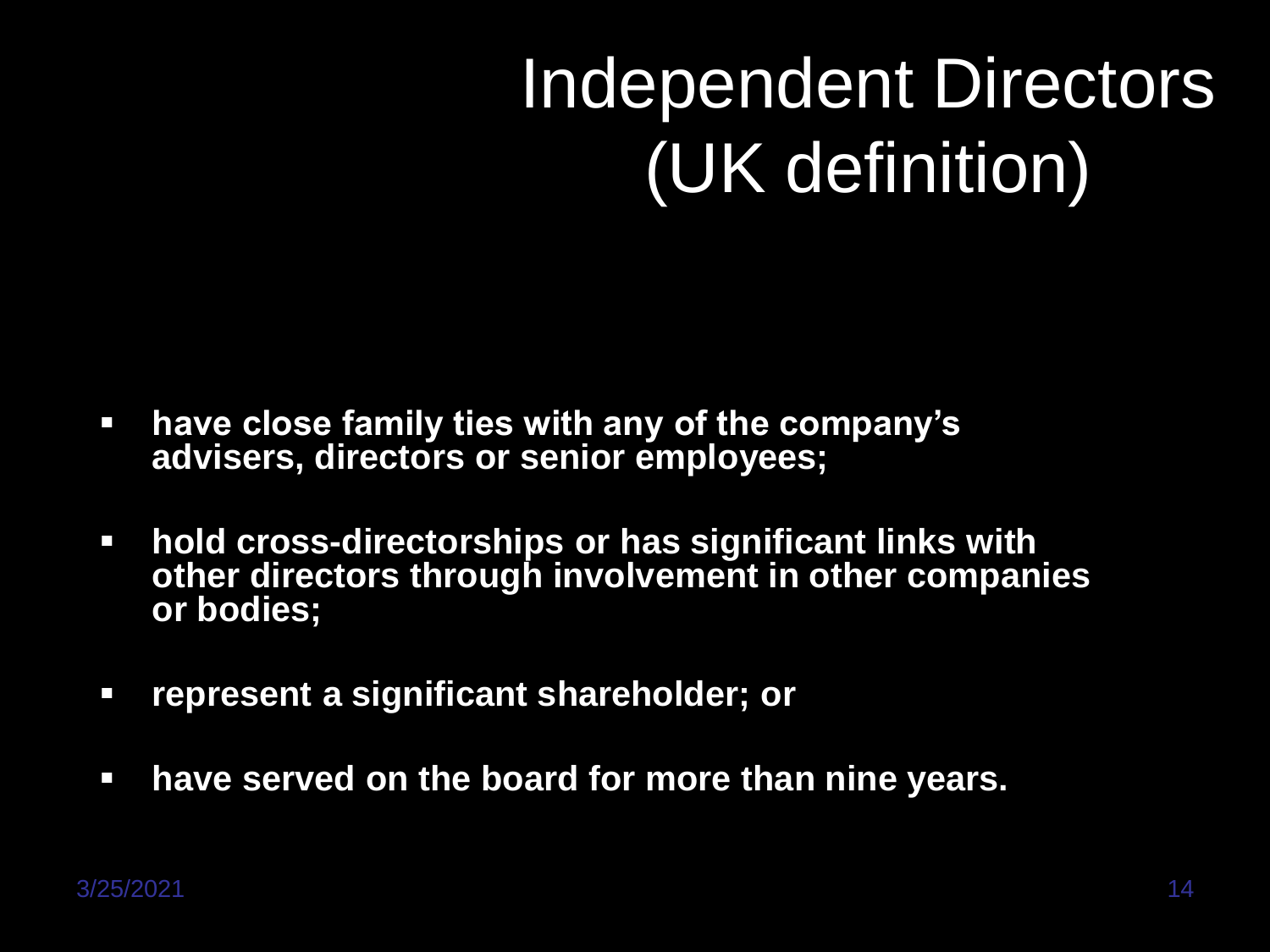# Independent Directors (UK definition)

- **have close family ties with any of the company's advisers, directors or senior employees;**
- **hold cross-directorships or has significant links with other directors through involvement in other companies or bodies;**
- **represent a significant shareholder; or**
- **have served on the board for more than nine years.**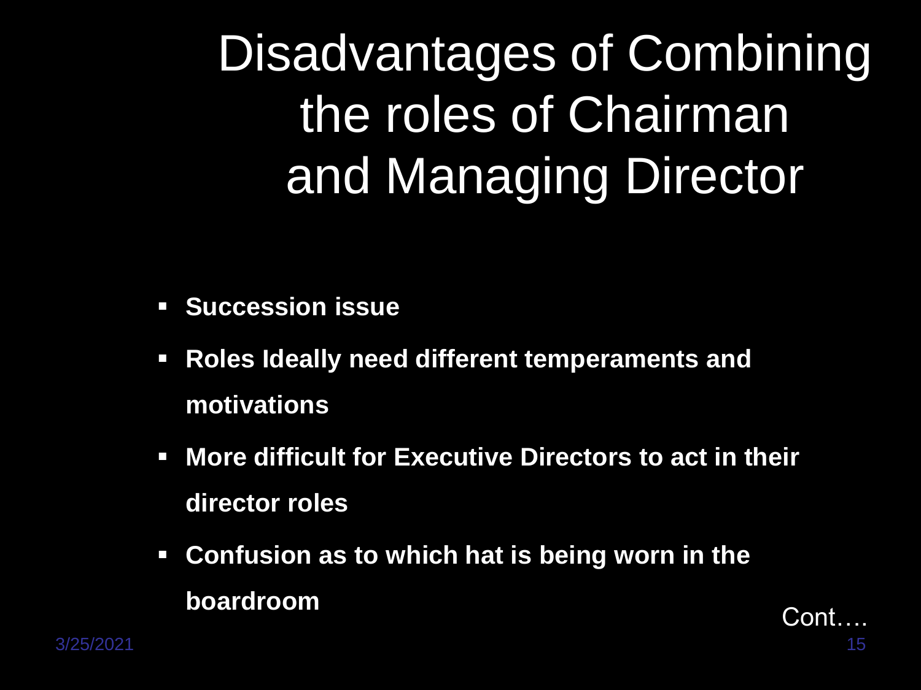# Disadvantages of Combining the roles of Chairman and Managing Director

- **Succession issue**
- **Roles Ideally need different temperaments and motivations**
- **More difficult for Executive Directors to act in their director roles**
- **Confusion as to which hat is being worn in the boardroom**

Cont….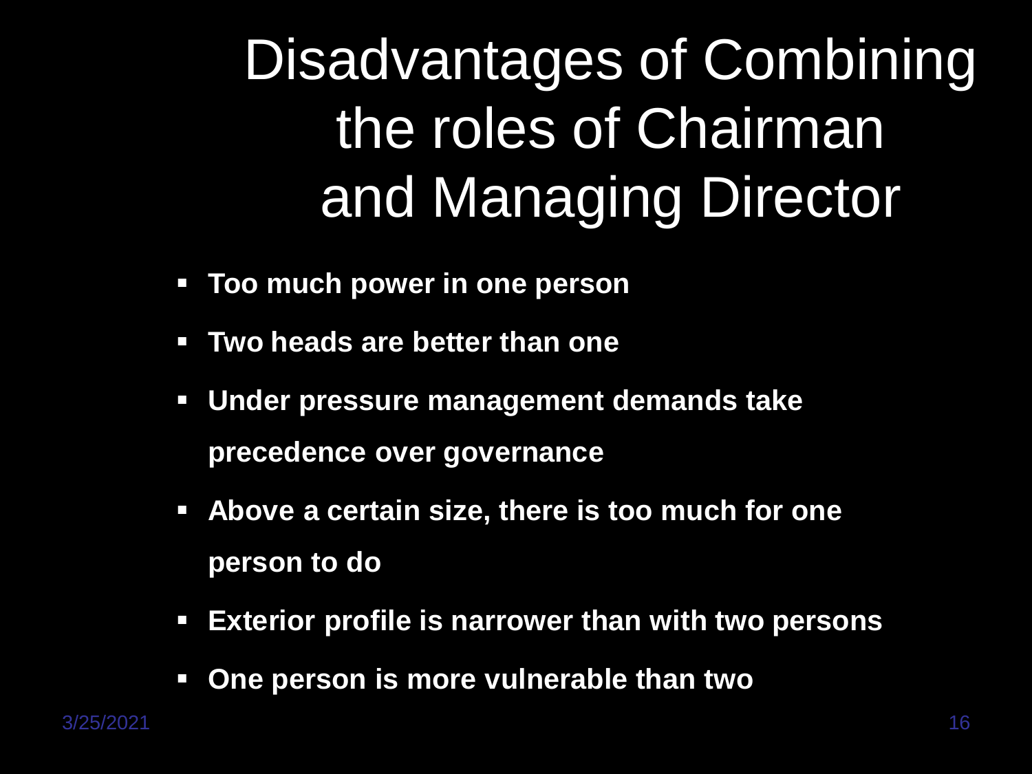# Disadvantages of Combining the roles of Chairman and Managing Director

- **Too much power in one person**
- **Two heads are better than one**
- **Under pressure management demands take precedence over governance**
- **Above a certain size, there is too much for one person to do**
- **Exterior profile is narrower than with two persons**
- **One person is more vulnerable than two**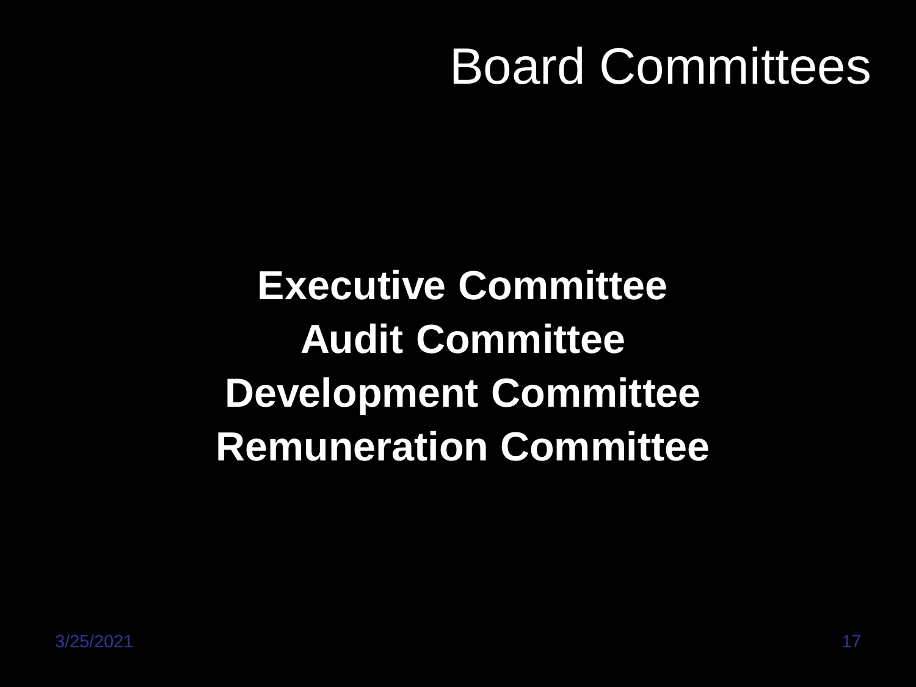# Board Committees

**Executive Committee**

**Audit Committee**

**Development Committee**

**Remuneration Committee**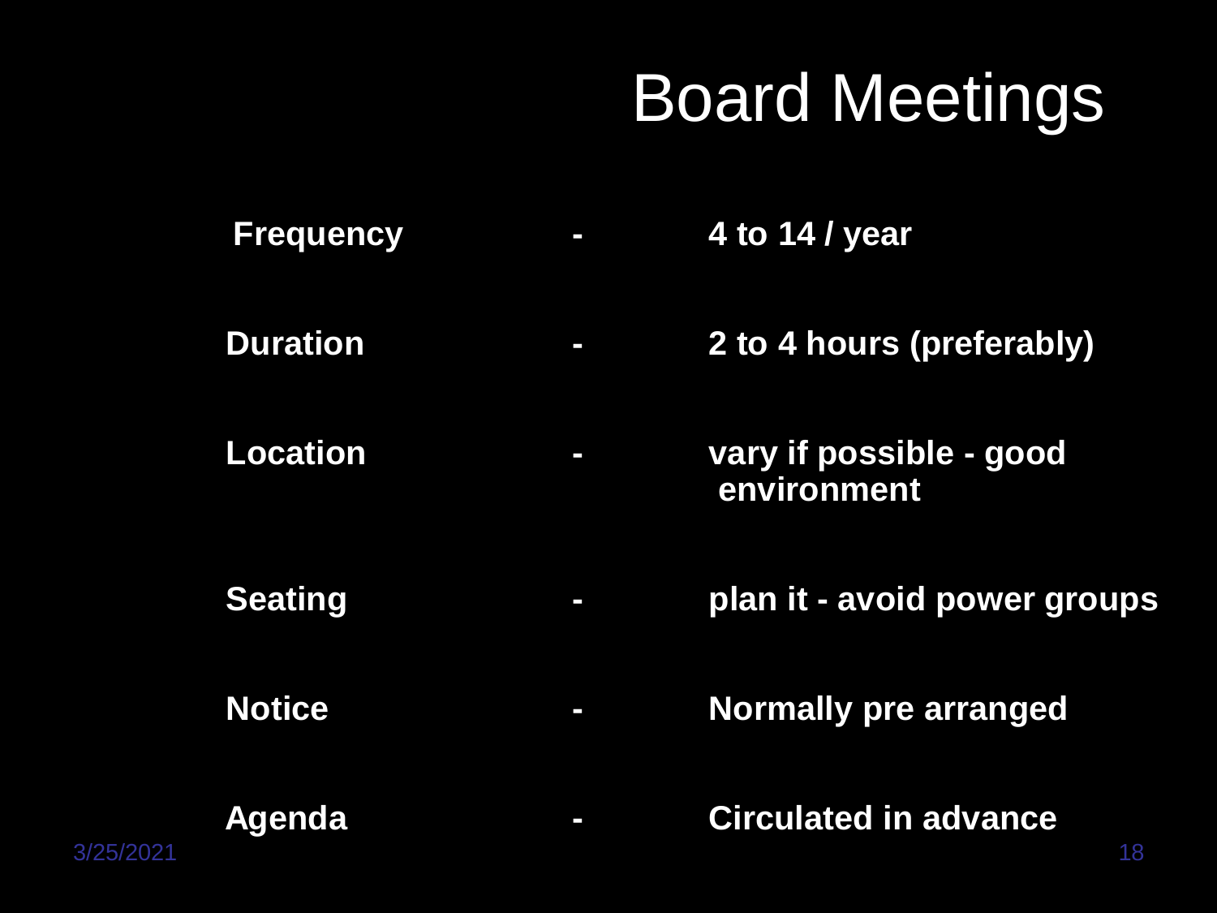# Board Meetings

| | | |
|---|---|---|
| **Frequency** | **-** | **4 to 14 / year** |
| **Duration** | **-** | **2 to 4 hours (preferably)** |
| **Location** | **-** | **vary if possible - good environment** |
| **Seating** | **-** | **plan it - avoid power groups** |
| **Notice** | **-** | **Normally pre arranged** |
| **Agenda** | **-** | **Circulated in advance** |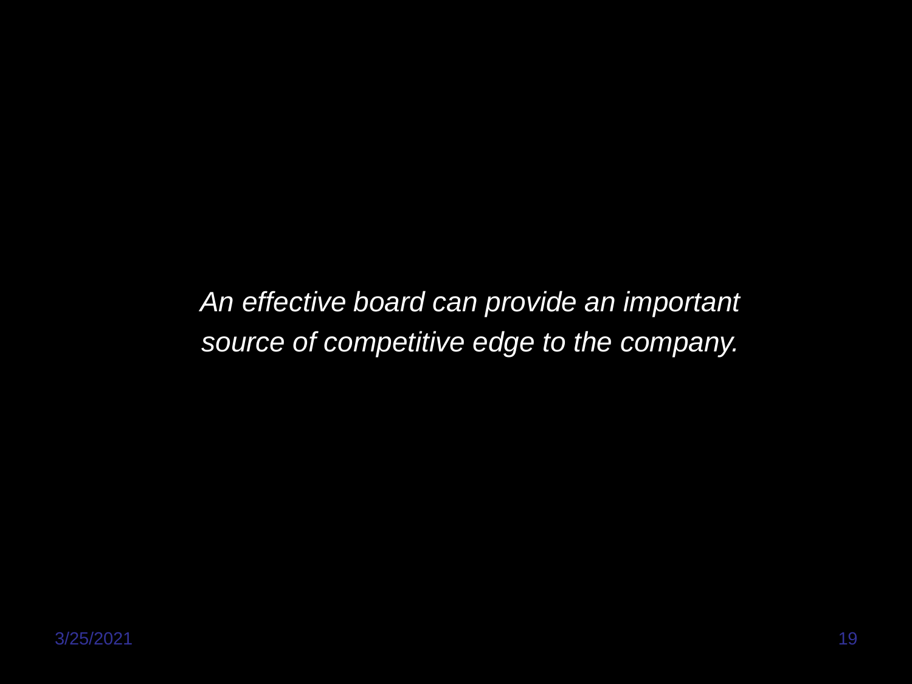*An effective board can provide an important source of competitive edge to the company.*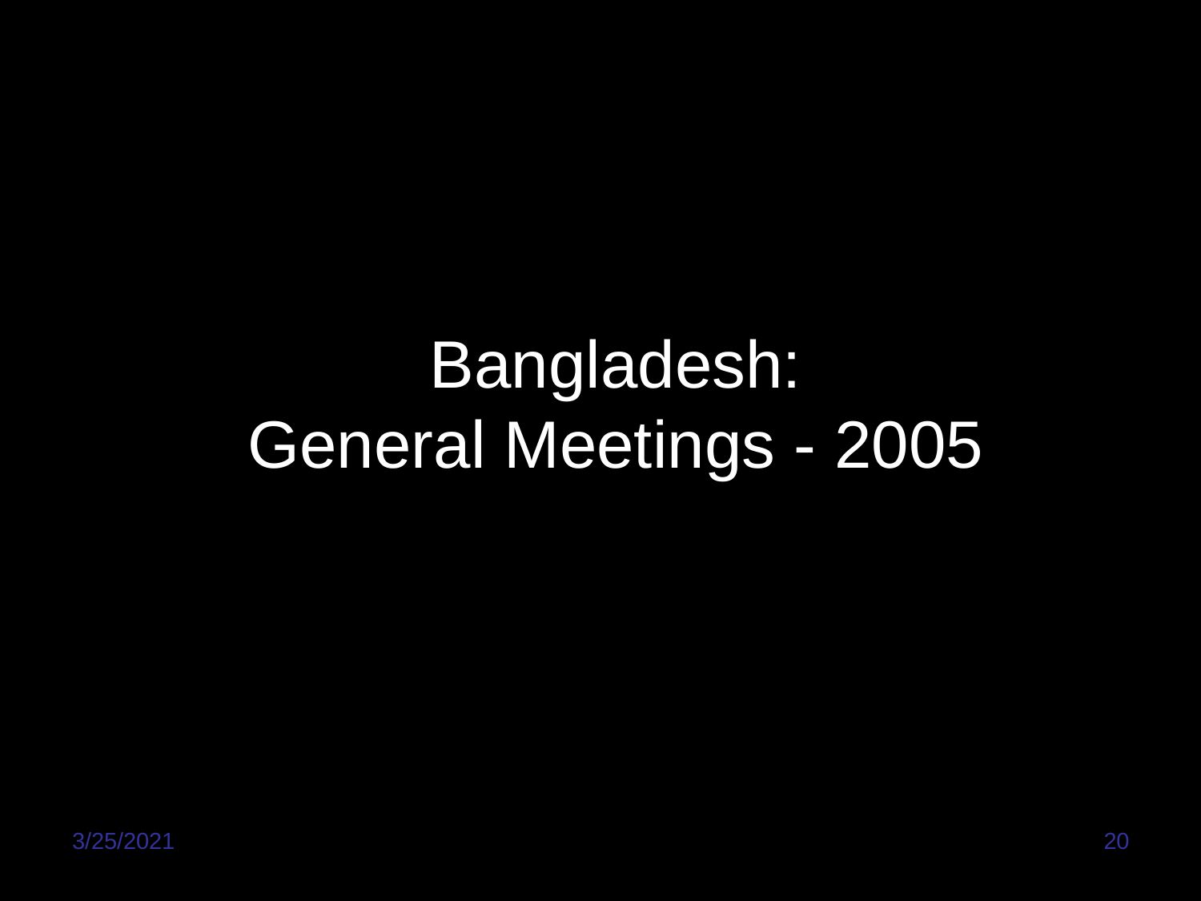# Bangladesh:
# General Meetings - 2005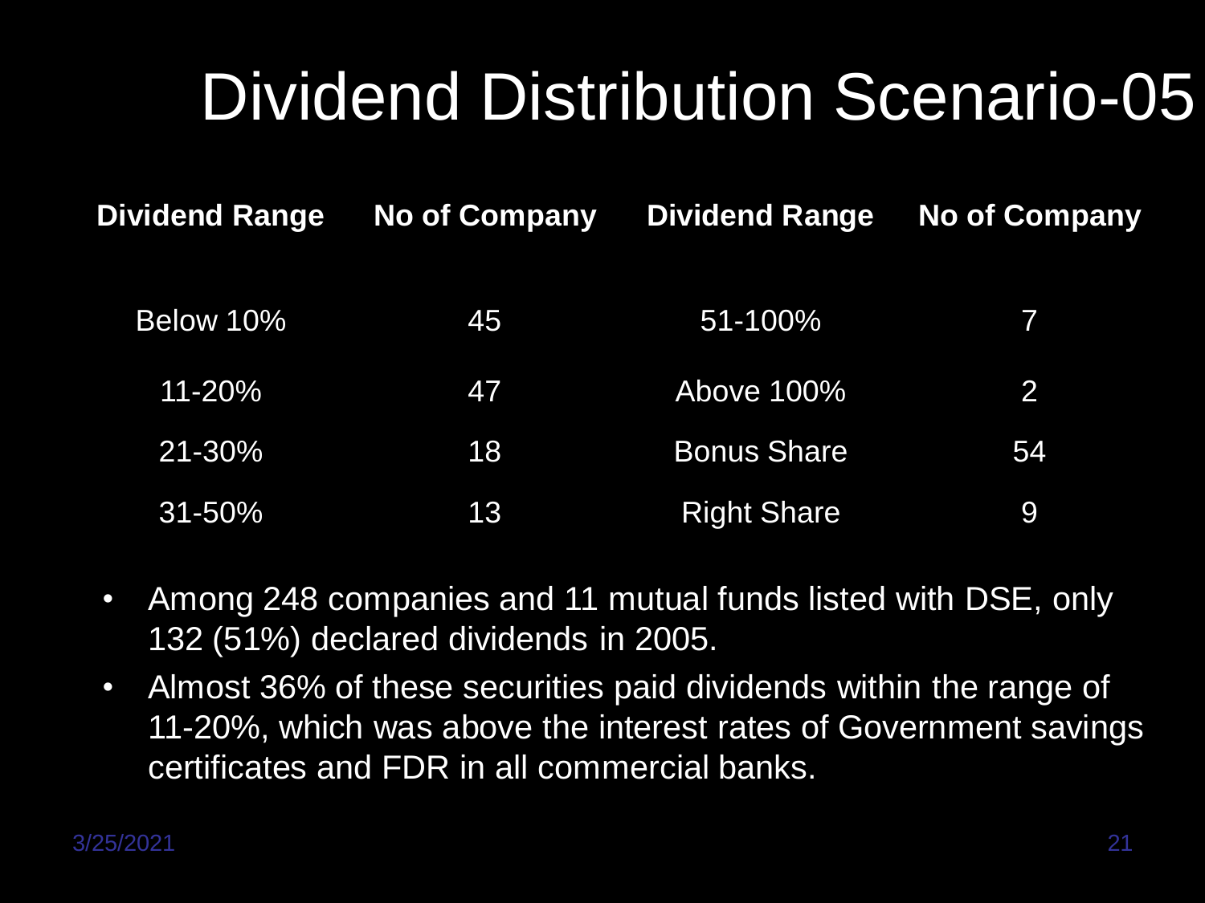# Dividend Distribution Scenario-05

| Dividend Range | No of Company | Dividend Range | No of Company |
| --- | --- | --- | --- |
| Below 10% | 45 | 51-100% | 7 |
| 11-20% | 47 | Above 100% | 2 |
| 21-30% | 18 | Bonus Share | 54 |
| 31-50% | 13 | Right Share | 9 |

- Among 248 companies and 11 mutual funds listed with DSE, only 132 (51%) declared dividends in 2005.
- Almost 36% of these securities paid dividends within the range of 11-20%, which was above the interest rates of Government savings certificates and FDR in all commercial banks.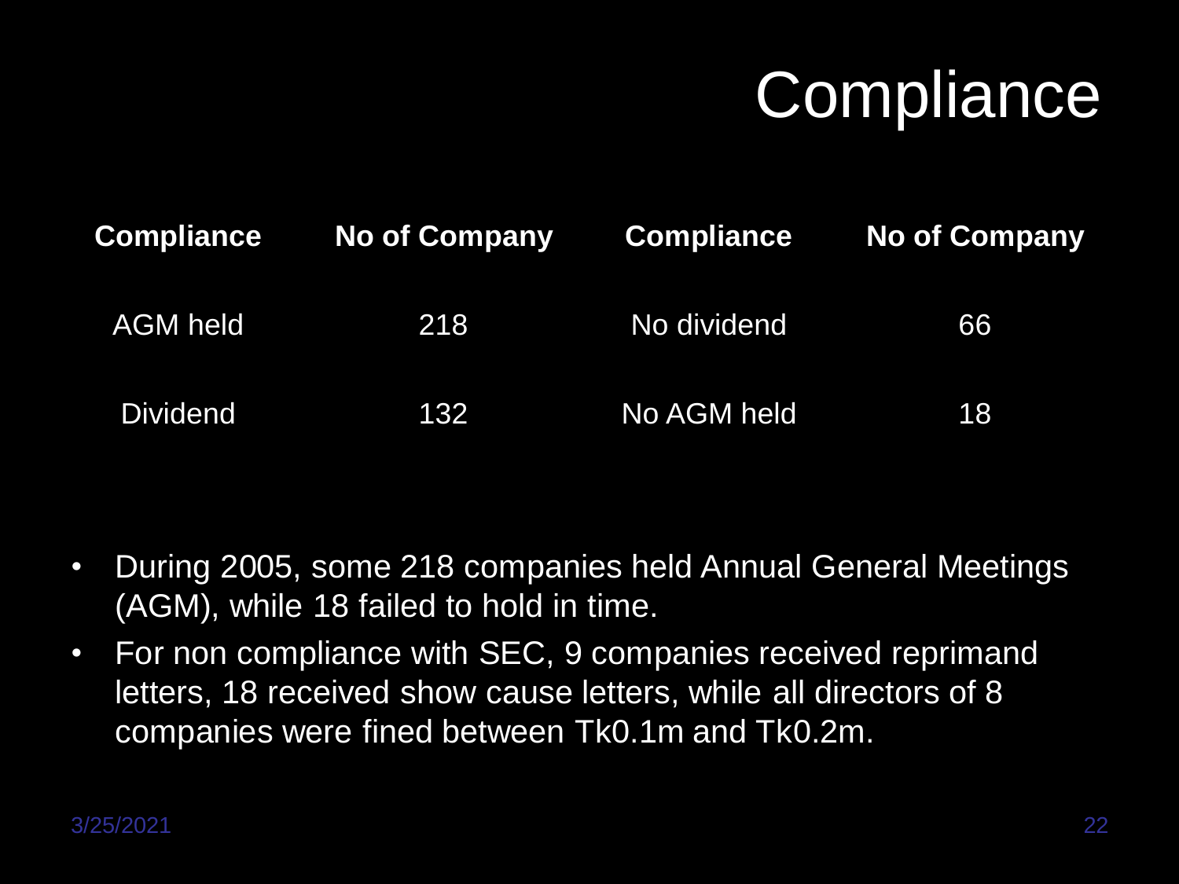# Compliance

| Compliance | No of Company | Compliance | No of Company |
|---|---|---|---|
| AGM held | 218 | No dividend | 66 |
| Dividend | 132 | No AGM held | 18 |

- During 2005, some 218 companies held Annual General Meetings (AGM), while 18 failed to hold in time.
- For non compliance with SEC, 9 companies received reprimand letters, 18 received show cause letters, while all directors of 8 companies were fined between Tk0.1m and Tk0.2m.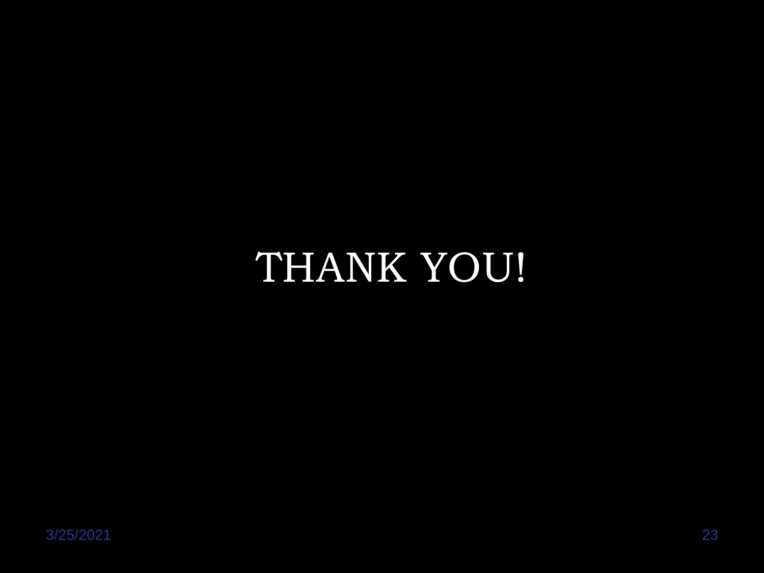THANK YOU!